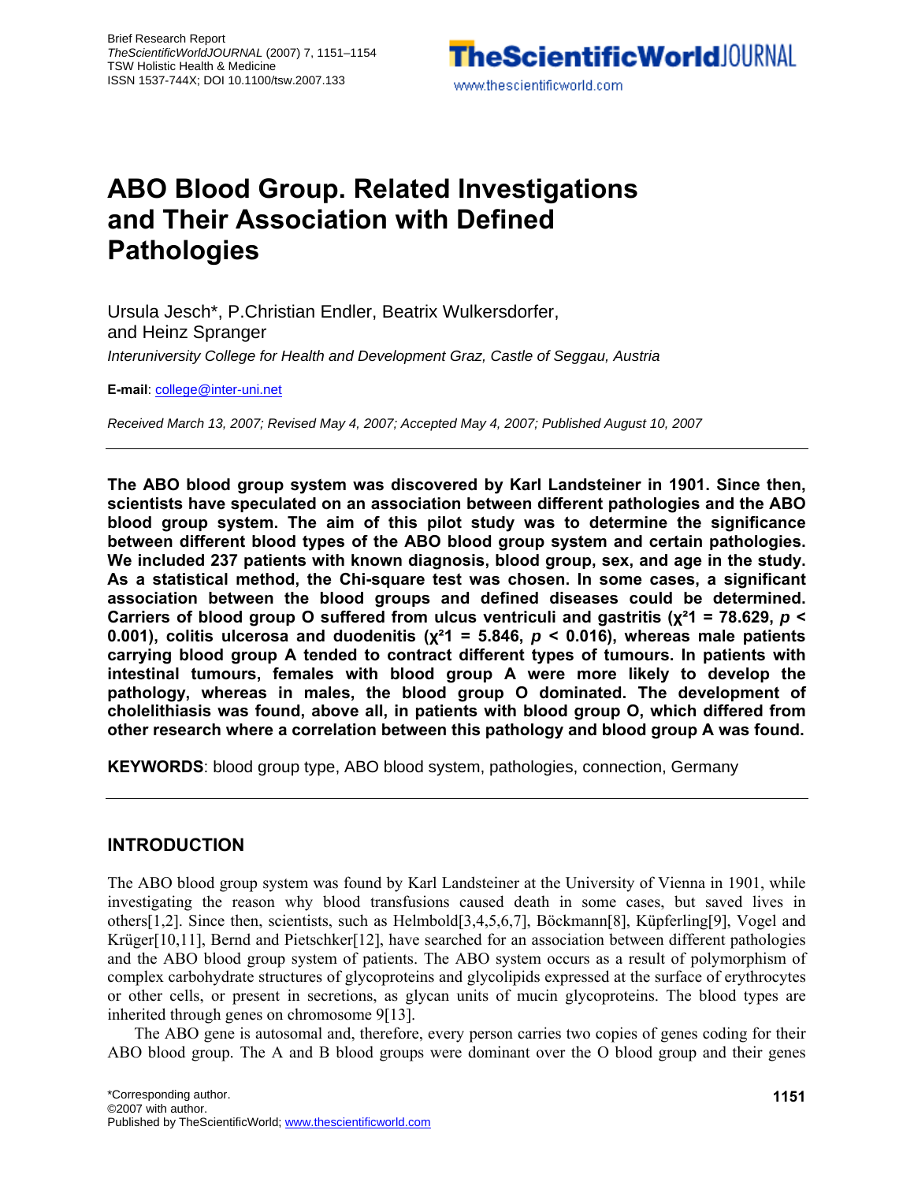Brief Research Report
*TheScientificWorldJOURNAL* (2007) 7, 1151–1154
TSW Holistic Health & Medicine
ISSN 1537-744X; DOI 10.1100/tsw.2007.133

# ABO Blood Group. Related Investigations and Their Association with Defined Pathologies

Ursula Jesch*, P.Christian Endler, Beatrix Wulkersdorfer, and Heinz Spranger

*Interuniversity College for Health and Development Graz, Castle of Seggau, Austria*

**E-mail**: college@inter-uni.net

*Received March 13, 2007; Revised May 4, 2007; Accepted May 4, 2007; Published August 10, 2007*

---

**The ABO blood group system was discovered by Karl Landsteiner in 1901. Since then, scientists have speculated on an association between different pathologies and the ABO blood group system. The aim of this pilot study was to determine the significance between different blood types of the ABO blood group system and certain pathologies. We included 237 patients with known diagnosis, blood group, sex, and age in the study. As a statistical method, the Chi-square test was chosen. In some cases, a significant association between the blood groups and defined diseases could be determined. Carriers of blood group O suffered from ulcus ventriculi and gastritis ($\chi^2 1 = 78.629$, $p < 0.001$), colitis ulcerosa and duodenitis ($\chi^2 1 = 5.846$, $p < 0.016$), whereas male patients carrying blood group A tended to contract different types of tumours. In patients with intestinal tumours, females with blood group A were more likely to develop the pathology, whereas in males, the blood group O dominated. The development of cholelithiasis was found, above all, in patients with blood group O, which differed from other research where a correlation between this pathology and blood group A was found.**

**KEYWORDS**: blood group type, ABO blood system, pathologies, connection, Germany

---

## INTRODUCTION

The ABO blood group system was found by Karl Landsteiner at the University of Vienna in 1901, while investigating the reason why blood transfusions caused death in some cases, but saved lives in others[1,2]. Since then, scientists, such as Helmbold[3,4,5,6,7], Böckmann[8], Küpferling[9], Vogel and Krüger[10,11], Bernd and Pietschker[12], have searched for an association between different pathologies and the ABO blood group system of patients. The ABO system occurs as a result of polymorphism of complex carbohydrate structures of glycoproteins and glycolipids expressed at the surface of erythrocytes or other cells, or present in secretions, as glycan units of mucin glycoproteins. The blood types are inherited through genes on chromosome 9[13].

The ABO gene is autosomal and, therefore, every person carries two copies of genes coding for their ABO blood group. The A and B blood groups were dominant over the O blood group and their genes

*Corresponding author.
©2007 with author.
Published by TheScientificWorld; www.thescientificworld.com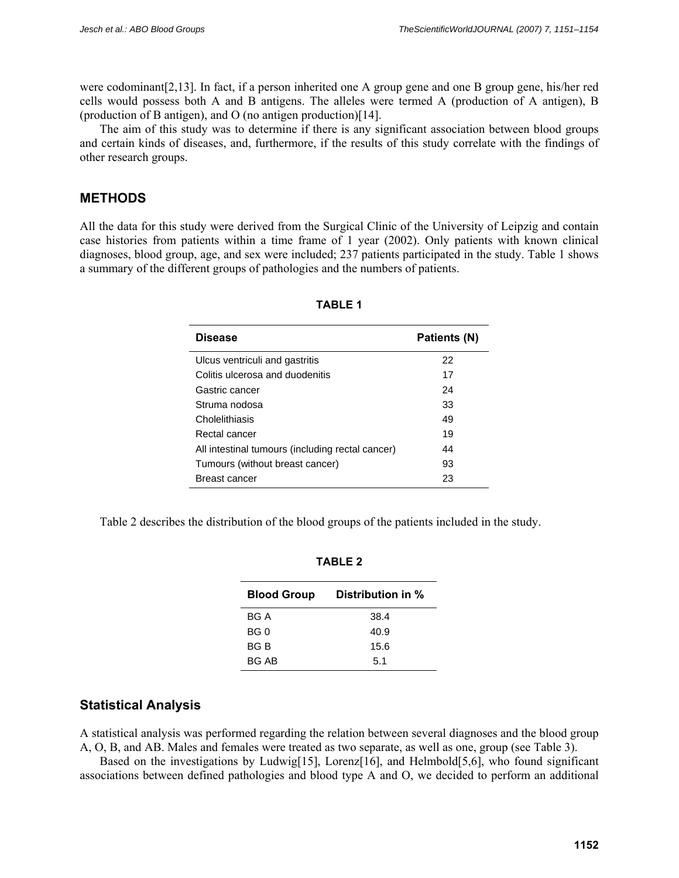were codominant[2,13]. In fact, if a person inherited one A group gene and one B group gene, his/her red cells would possess both A and B antigens. The alleles were termed A (production of A antigen), B (production of B antigen), and O (no antigen production)[14].

The aim of this study was to determine if there is any significant association between blood groups and certain kinds of diseases, and, furthermore, if the results of this study correlate with the findings of other research groups.

## METHODS

All the data for this study were derived from the Surgical Clinic of the University of Leipzig and contain case histories from patients within a time frame of 1 year (2002). Only patients with known clinical diagnoses, blood group, age, and sex were included; 237 patients participated in the study. Table 1 shows a summary of the different groups of pathologies and the numbers of patients.

**TABLE 1**

| Disease | Patients (N) |
|---|---|
| Ulcus ventriculi and gastritis | 22 |
| Colitis ulcerosa and duodenitis | 17 |
| Gastric cancer | 24 |
| Struma nodosa | 33 |
| Cholelithiasis | 49 |
| Rectal cancer | 19 |
| All intestinal tumours (including rectal cancer) | 44 |
| Tumours (without breast cancer) | 93 |
| Breast cancer | 23 |

Table 2 describes the distribution of the blood groups of the patients included in the study.

**TABLE 2**

| Blood Group | Distribution in % |
|---|---|
| BG A | 38.4 |
| BG 0 | 40.9 |
| BG B | 15.6 |
| BG AB | 5.1 |

### Statistical Analysis

A statistical analysis was performed regarding the relation between several diagnoses and the blood group A, O, B, and AB. Males and females were treated as two separate, as well as one, group (see Table 3).

Based on the investigations by Ludwig[15], Lorenz[16], and Helmbold[5,6], who found significant associations between defined pathologies and blood type A and O, we decided to perform an additional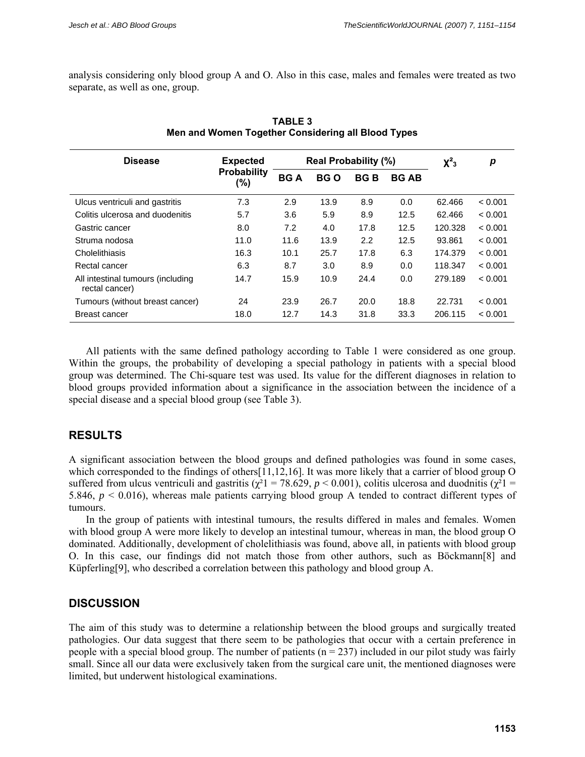analysis considering only blood group A and O. Also in this case, males and females were treated as two separate, as well as one, group.

**TABLE 3**
**Men and Women Together Considering all Blood Types**

| Disease | Expected Probability (%) | Real Probability (%) | | | | $\chi^2_3$ | $p$ |
|---|---|---|---|---|---|---|---|
| | | BG A | BG O | BG B | BG AB | | |
| Ulcus ventriculi and gastritis | 7.3 | 2.9 | 13.9 | 8.9 | 0.0 | 62.466 | < 0.001 |
| Colitis ulcerosa and duodenitis | 5.7 | 3.6 | 5.9 | 8.9 | 12.5 | 62.466 | < 0.001 |
| Gastric cancer | 8.0 | 7.2 | 4.0 | 17.8 | 12.5 | 120.328 | < 0.001 |
| Struma nodosa | 11.0 | 11.6 | 13.9 | 2.2 | 12.5 | 93.861 | < 0.001 |
| Cholelithiasis | 16.3 | 10.1 | 25.7 | 17.8 | 6.3 | 174.379 | < 0.001 |
| Rectal cancer | 6.3 | 8.7 | 3.0 | 8.9 | 0.0 | 118.347 | < 0.001 |
| All intestinal tumours (including rectal cancer) | 14.7 | 15.9 | 10.9 | 24.4 | 0.0 | 279.189 | < 0.001 |
| Tumours (without breast cancer) | 24 | 23.9 | 26.7 | 20.0 | 18.8 | 22.731 | < 0.001 |
| Breast cancer | 18.0 | 12.7 | 14.3 | 31.8 | 33.3 | 206.115 | < 0.001 |

All patients with the same defined pathology according to Table 1 were considered as one group. Within the groups, the probability of developing a special pathology in patients with a special blood group was determined. The Chi-square test was used. Its value for the different diagnoses in relation to blood groups provided information about a significance in the association between the incidence of a special disease and a special blood group (see Table 3).

## RESULTS

A significant association between the blood groups and defined pathologies was found in some cases, which corresponded to the findings of others[11,12,16]. It was more likely that a carrier of blood group O suffered from ulcus ventriculi and gastritis ($\chi^2 1 = 78.629$, $p < 0.001$), colitis ulcerosa and duodnitis ($\chi^2 1 = 5.846$, $p < 0.016$), whereas male patients carrying blood group A tended to contract different types of tumours.

In the group of patients with intestinal tumours, the results differed in males and females. Women with blood group A were more likely to develop an intestinal tumour, whereas in man, the blood group O dominated. Additionally, development of cholelithiasis was found, above all, in patients with blood group O. In this case, our findings did not match those from other authors, such as Böckmann[8] and Küpferling[9], who described a correlation between this pathology and blood group A.

## DISCUSSION

The aim of this study was to determine a relationship between the blood groups and surgically treated pathologies. Our data suggest that there seem to be pathologies that occur with a certain preference in people with a special blood group. The number of patients (n = 237) included in our pilot study was fairly small. Since all our data were exclusively taken from the surgical care unit, the mentioned diagnoses were limited, but underwent histological examinations.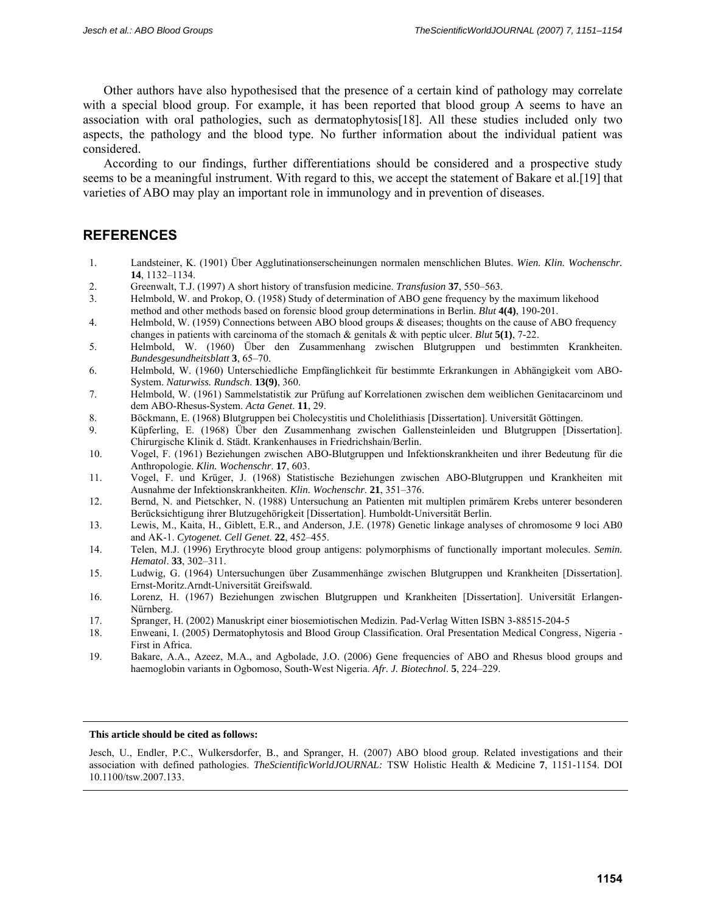Other authors have also hypothesised that the presence of a certain kind of pathology may correlate with a special blood group. For example, it has been reported that blood group A seems to have an association with oral pathologies, such as dermatophytosis[18]. All these studies included only two aspects, the pathology and the blood type. No further information about the individual patient was considered.

According to our findings, further differentiations should be considered and a prospective study seems to be a meaningful instrument. With regard to this, we accept the statement of Bakare et al.[19] that varieties of ABO may play an important role in immunology and in prevention of diseases.

## REFERENCES

1. Landsteiner, K. (1901) Über Agglutinationserscheinungen normalen menschlichen Blutes. *Wien. Klin. Wochenschr.* **14**, 1132–1134.
2. Greenwalt, T.J. (1997) A short history of transfusion medicine. *Transfusion* **37**, 550–563.
3. Helmbold, W. and Prokop, O. (1958) Study of determination of ABO gene frequency by the maximum likehood method and other methods based on forensic blood group determinations in Berlin. *Blut* **4(4)**, 190-201.
4. Helmbold, W. (1959) Connections between ABO blood groups & diseases; thoughts on the cause of ABO frequency changes in patients with carcinoma of the stomach & genitals & with peptic ulcer. *Blut* **5(1)**, 7-22.
5. Helmbold, W. (1960) Über den Zusammenhang zwischen Blutgruppen und bestimmten Krankheiten. *Bundesgesundheitsblatt* **3**, 65–70.
6. Helmbold, W. (1960) Unterschiedliche Empfänglichkeit für bestimmte Erkrankungen in Abhängigkeit vom ABO-System. *Naturwiss. Rundsch.* **13(9)**, 360.
7. Helmbold, W. (1961) Sammelstatistik zur Prüfung auf Korrelationen zwischen dem weiblichen Genitacarcinom und dem ABO-Rhesus-System. *Acta Genet*. **11**, 29.
8. Böckmann, E. (1968) Blutgruppen bei Cholecystitis und Cholelithiasis [Dissertation]. Universität Göttingen.
9. Küpferling, E. (1968) Über den Zusammenhang zwischen Gallensteinleiden und Blutgruppen [Dissertation]. Chirurgische Klinik d. Städt. Krankenhauses in Friedrichshain/Berlin.
10. Vogel, F. (1961) Beziehungen zwischen ABO-Blutgruppen und Infektionskrankheiten und ihrer Bedeutung für die Anthropologie. *Klin. Wochenschr*. **17**, 603.
11. Vogel, F. und Krüger, J. (1968) Statistische Beziehungen zwischen ABO-Blutgruppen und Krankheiten mit Ausnahme der Infektionskrankheiten. *Klin. Wochenschr*. **21**, 351–376.
12. Bernd, N. and Pietschker, N. (1988) Untersuchung an Patienten mit multiplen primärem Krebs unterer besonderen Berücksichtigung ihrer Blutzugehörigkeit [Dissertation]. Humboldt-Universität Berlin.
13. Lewis, M., Kaita, H., Giblett, E.R., and Anderson, J.E. (1978) Genetic linkage analyses of chromosome 9 loci AB0 and AK-1. *Cytogenet. Cell Genet*. **22**, 452–455.
14. Telen, M.J. (1996) Erythrocyte blood group antigens: polymorphisms of functionally important molecules. *Semin. Hematol*. **33**, 302–311.
15. Ludwig, G. (1964) Untersuchungen über Zusammenhänge zwischen Blutgruppen und Krankheiten [Dissertation]. Ernst-Moritz.Arndt-Universität Greifswald.
16. Lorenz, H. (1967) Beziehungen zwischen Blutgruppen und Krankheiten [Dissertation]. Universität Erlangen-Nürnberg.
17. Spranger, H. (2002) Manuskript einer biosemiotischen Medizin. Pad-Verlag Witten ISBN 3-88515-204-5
18. Enweani, I. (2005) Dermatophytosis and Blood Group Classification. Oral Presentation Medical Congress, Nigeria - First in Africa.
19. Bakare, A.A., Azeez, M.A., and Agbolade, J.O. (2006) Gene frequencies of ABO and Rhesus blood groups and haemoglobin variants in Ogbomoso, South-West Nigeria. *Afr. J. Biotechnol*. **5**, 224–229.

---

**This article should be cited as follows:**

Jesch, U., Endler, P.C., Wulkersdorfer, B., and Spranger, H. (2007) ABO blood group. Related investigations and their association with defined pathologies. *TheScientificWorldJOURNAL:* TSW Holistic Health & Medicine **7**, 1151-1154. DOI 10.1100/tsw.2007.133.